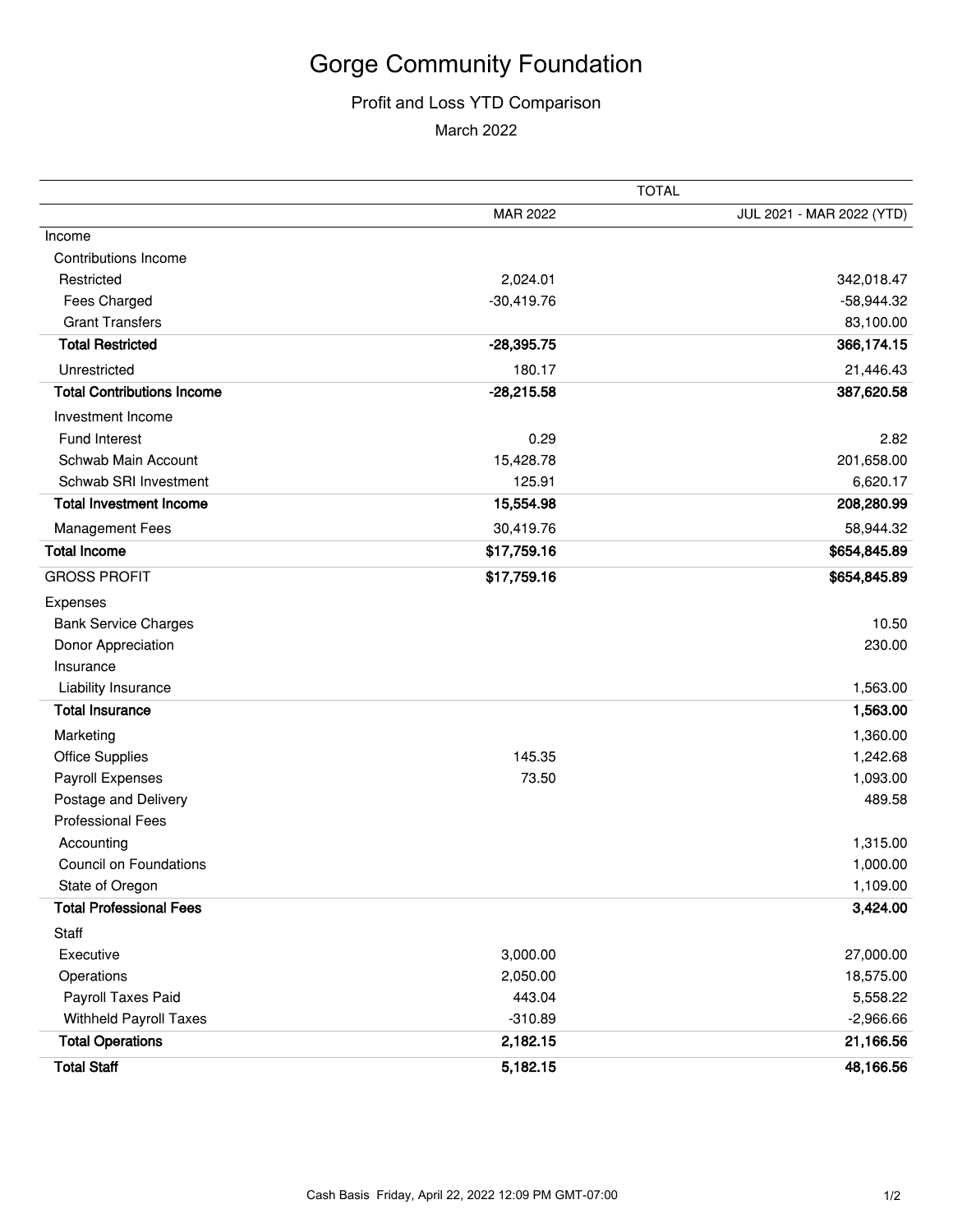# Gorge Community Foundation

## Profit and Loss YTD Comparison

March 2022

| | TOTAL | |
|---|---|---|
| | MAR 2022 | JUL 2021 - MAR 2022 (YTD) |
| Income | | |
| Contributions Income | | |
| Restricted | 2,024.01 | 342,018.47 |
| Fees Charged | -30,419.76 | -58,944.32 |
| Grant Transfers | | 83,100.00 |
| **Total Restricted** | **-28,395.75** | **366,174.15** |
| Unrestricted | 180.17 | 21,446.43 |
| **Total Contributions Income** | **-28,215.58** | **387,620.58** |
| Investment Income | | |
| Fund Interest | 0.29 | 2.82 |
| Schwab Main Account | 15,428.78 | 201,658.00 |
| Schwab SRI Investment | 125.91 | 6,620.17 |
| **Total Investment Income** | **15,554.98** | **208,280.99** |
| Management Fees | 30,419.76 | 58,944.32 |
| **Total Income** | **$17,759.16** | **$654,845.89** |
| GROSS PROFIT | **$17,759.16** | **$654,845.89** |
| Expenses | | |
| Bank Service Charges | | 10.50 |
| Donor Appreciation | | 230.00 |
| Insurance | | |
| Liability Insurance | | 1,563.00 |
| **Total Insurance** | | **1,563.00** |
| Marketing | | 1,360.00 |
| Office Supplies | 145.35 | 1,242.68 |
| Payroll Expenses | 73.50 | 1,093.00 |
| Postage and Delivery | | 489.58 |
| Professional Fees | | |
| Accounting | | 1,315.00 |
| Council on Foundations | | 1,000.00 |
| State of Oregon | | 1,109.00 |
| **Total Professional Fees** | | **3,424.00** |
| Staff | | |
| Executive | 3,000.00 | 27,000.00 |
| Operations | 2,050.00 | 18,575.00 |
| Payroll Taxes Paid | 443.04 | 5,558.22 |
| Withheld Payroll Taxes | -310.89 | -2,966.66 |
| **Total Operations** | **2,182.15** | **21,166.56** |
| **Total Staff** | **5,182.15** | **48,166.56** |

Cash Basis Friday, April 22, 2022 12:09 PM GMT-07:00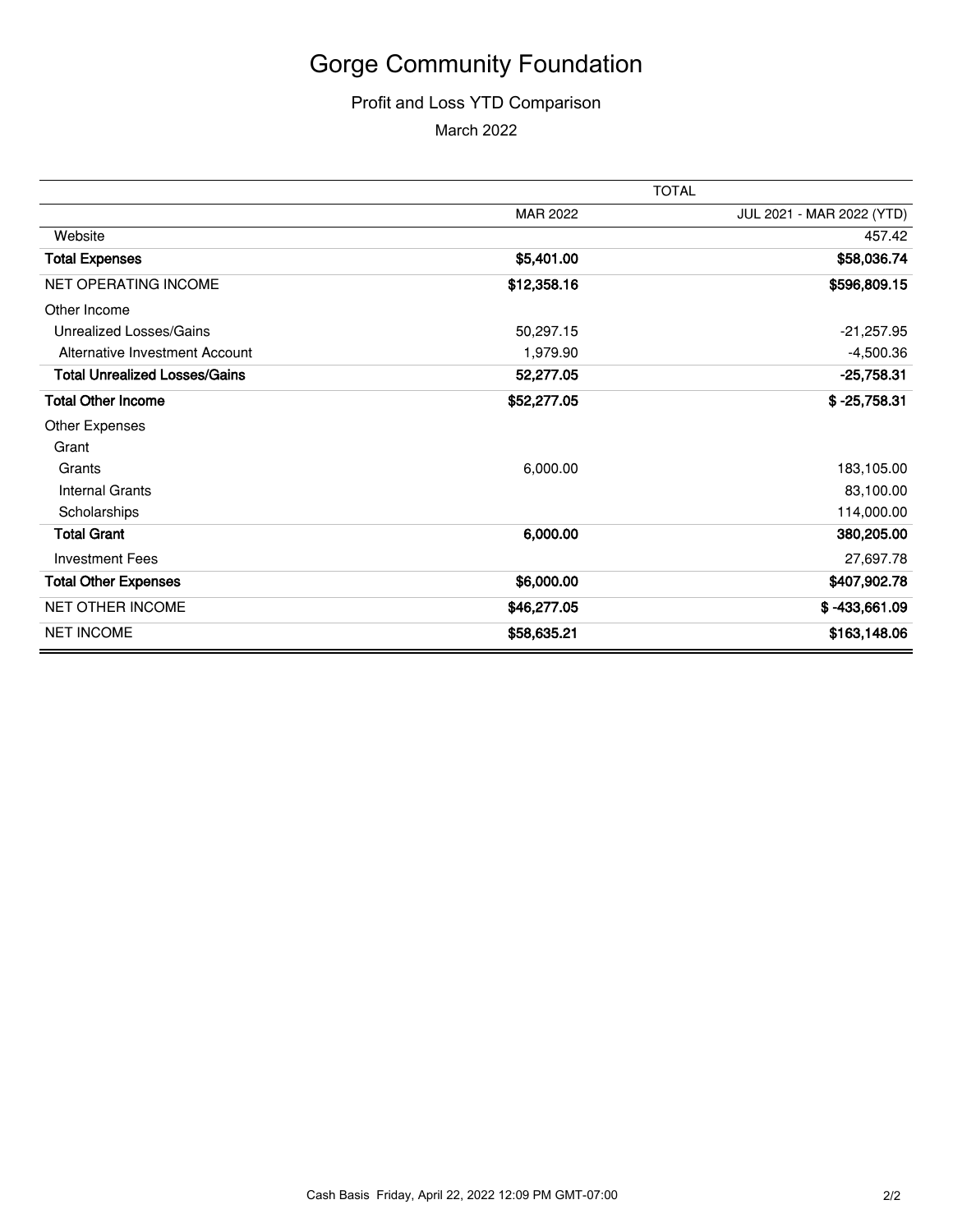# Gorge Community Foundation

## Profit and Loss YTD Comparison

March 2022

| | TOTAL | |
|---|---|---|
| | MAR 2022 | JUL 2021 - MAR 2022 (YTD) |
| Website | | 457.42 |
| **Total Expenses** | **$5,401.00** | **$58,036.74** |
| NET OPERATING INCOME | **$12,358.16** | **$596,809.15** |
| Other Income | | |
| Unrealized Losses/Gains | 50,297.15 | -21,257.95 |
| Alternative Investment Account | 1,979.90 | -4,500.36 |
| **Total Unrealized Losses/Gains** | **52,277.05** | **-25,758.31** |
| **Total Other Income** | **$52,277.05** | **$ -25,758.31** |
| Other Expenses | | |
| Grant | | |
| Grants | 6,000.00 | 183,105.00 |
| Internal Grants | | 83,100.00 |
| Scholarships | | 114,000.00 |
| **Total Grant** | **6,000.00** | **380,205.00** |
| Investment Fees | | 27,697.78 |
| **Total Other Expenses** | **$6,000.00** | **$407,902.78** |
| NET OTHER INCOME | **$46,277.05** | **$ -433,661.09** |
| NET INCOME | **$58,635.21** | **$163,148.06** |

Cash Basis Friday, April 22, 2022 12:09 PM GMT-07:00